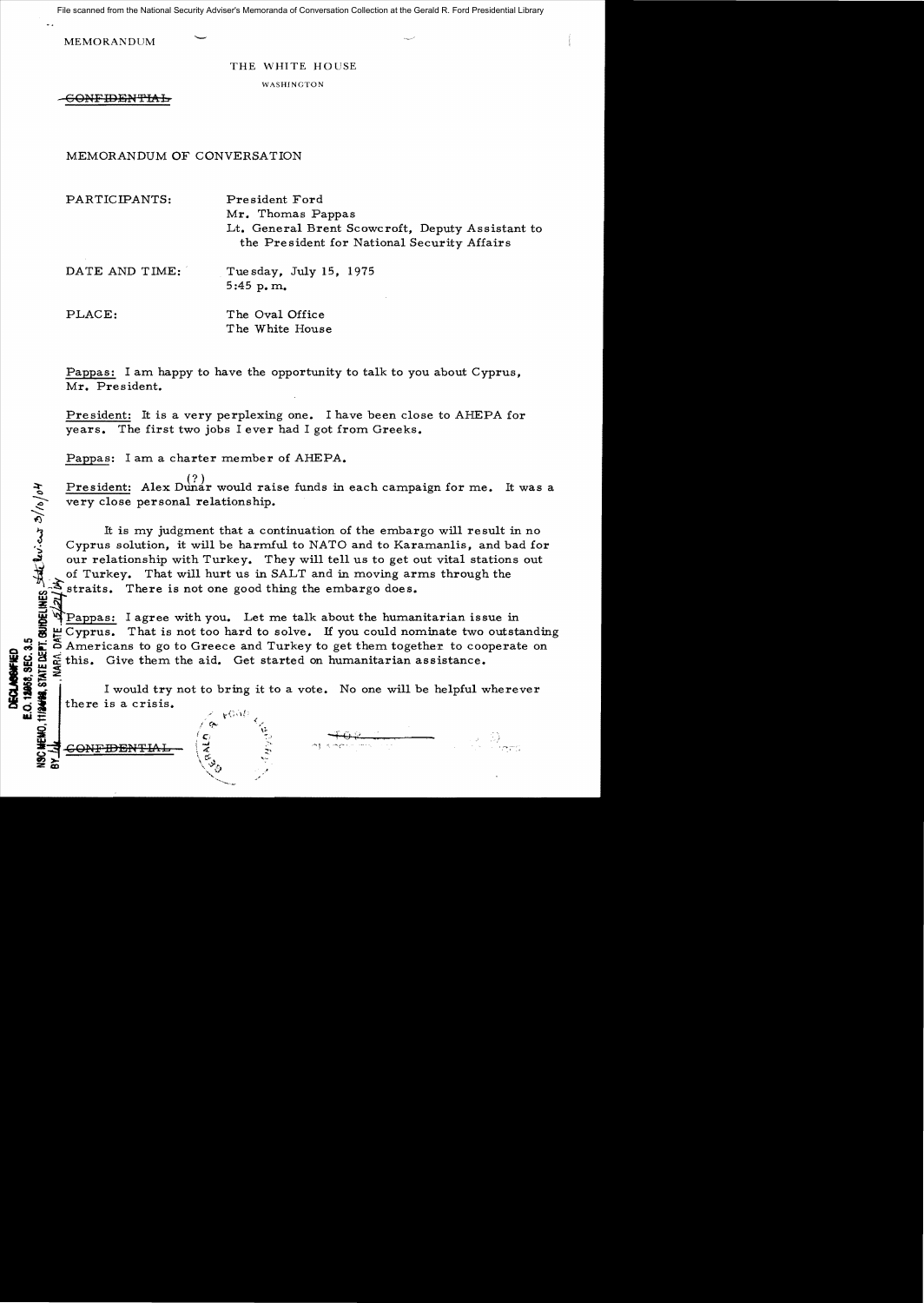File scanned from the National Security Adviser's Memoranda of Conversation Collection at the Gerald R. Ford Presidential Library

MEMORANDUM

THE WHITE HOUSE

WASHINGTON

~~CONFIDENTIAL~~

MEMORANDUM OF CONVERSATION

PARTICIPANTS: President Ford
Mr. Thomas Pappas
Lt. General Brent Scowcroft, Deputy Assistant to the President for National Security Affairs

DATE AND TIME: Tuesday, July 15, 1975
5:45 p.m.

PLACE: The Oval Office
The White House

Pappas: I am happy to have the opportunity to talk to you about Cyprus, Mr. President.

President: It is a very perplexing one. I have been close to AHEPA for years. The first two jobs I ever had I got from Greeks.

Pappas: I am a charter member of AHEPA.

President: Alex Dunar (?) would raise funds in each campaign for me. It was a very close personal relationship.

It is my judgment that a continuation of the embargo will result in no Cyprus solution, it will be harmful to NATO and to Karamanlis, and bad for our relationship with Turkey. They will tell us to get out vital stations out of Turkey. That will hurt us in SALT and in moving arms through the straits. There is not one good thing the embargo does.

Pappas: I agree with you. Let me talk about the humanitarian issue in Cyprus. That is not too hard to solve. If you could nominate two outstanding Americans to go to Greece and Turkey to get them together to cooperate on this. Give them the aid. Get started on humanitarian assistance.

I would try not to bring it to a vote. No one will be helpful wherever there is a crisis.

DECLASSIFIED
E.O. 12958, SEC. 3.5
NSC MEMO, 11/24/98, STATE DEPT. GUIDELINES State Review 3/10/04
BY [illegible], NARA, DATE 5/21/04

~~CONFIDENTIAL~~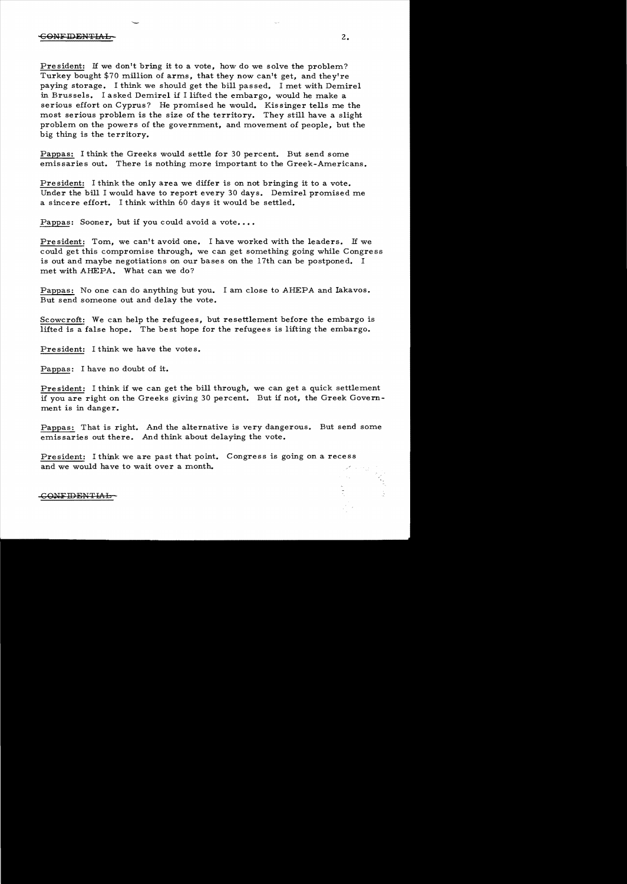President: If we don't bring it to a vote, how do we solve the problem? Turkey bought $70 million of arms, that they now can't get, and they're paying storage. I think we should get the bill passed. I met with Demirel in Brussels. I asked Demirel if I lifted the embargo, would he make a serious effort on Cyprus? He promised he would. Kissinger tells me the most serious problem is the size of the territory. They still have a slight problem on the powers of the government, and movement of people, but the big thing is the territory.

Pappas: I think the Greeks would settle for 30 percent. But send some emissaries out. There is nothing more important to the Greek-Americans.

President: I think the only area we differ is on not bringing it to a vote. Under the bill I would have to report every 30 days. Demirel promised me a sincere effort. I think within 60 days it would be settled.

Pappas: Sooner, but if you could avoid a vote....

President: Tom, we can't avoid one. I have worked with the leaders. If we could get this compromise through, we can get something going while Congress is out and maybe negotiations on our bases on the 17th can be postponed. I met with AHEPA. What can we do?

Pappas: No one can do anything but you. I am close to AHEPA and Iakavos. But send someone out and delay the vote.

Scowcroft: We can help the refugees, but resettlement before the embargo is lifted is a false hope. The best hope for the refugees is lifting the embargo.

President: I think we have the votes.

Pappas: I have no doubt of it.

President: I think if we can get the bill through, we can get a quick settlement if you are right on the Greeks giving 30 percent. But if not, the Greek Government is in danger.

Pappas: That is right. And the alternative is very dangerous. But send some emissaries out there. And think about delaying the vote.

President: I think we are past that point. Congress is going on a recess and we would have to wait over a month.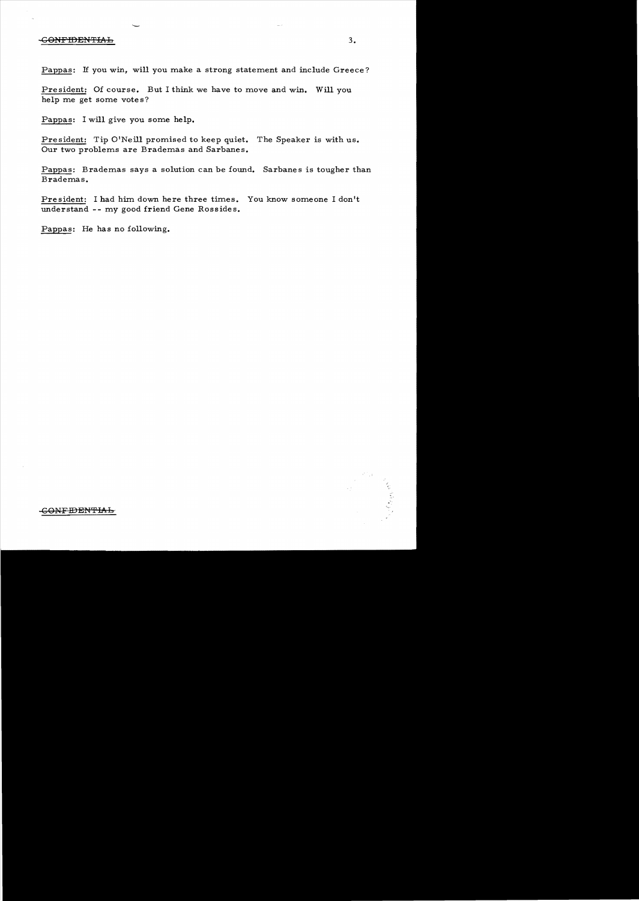CONFIDENTIAL

Pappas: If you win, will you make a strong statement and include Greece?

President: Of course. But I think we have to move and win. Will you help me get some votes?

Pappas: I will give you some help.

President: Tip O'Neill promised to keep quiet. The Speaker is with us. Our two problems are Brademas and Sarbanes.

Pappas: Brademas says a solution can be found. Sarbanes is tougher than Brademas.

President: I had him down here three times. You know someone I don't understand -- my good friend Gene Rossides.

Pappas: He has no following.

CONFIDENTIAL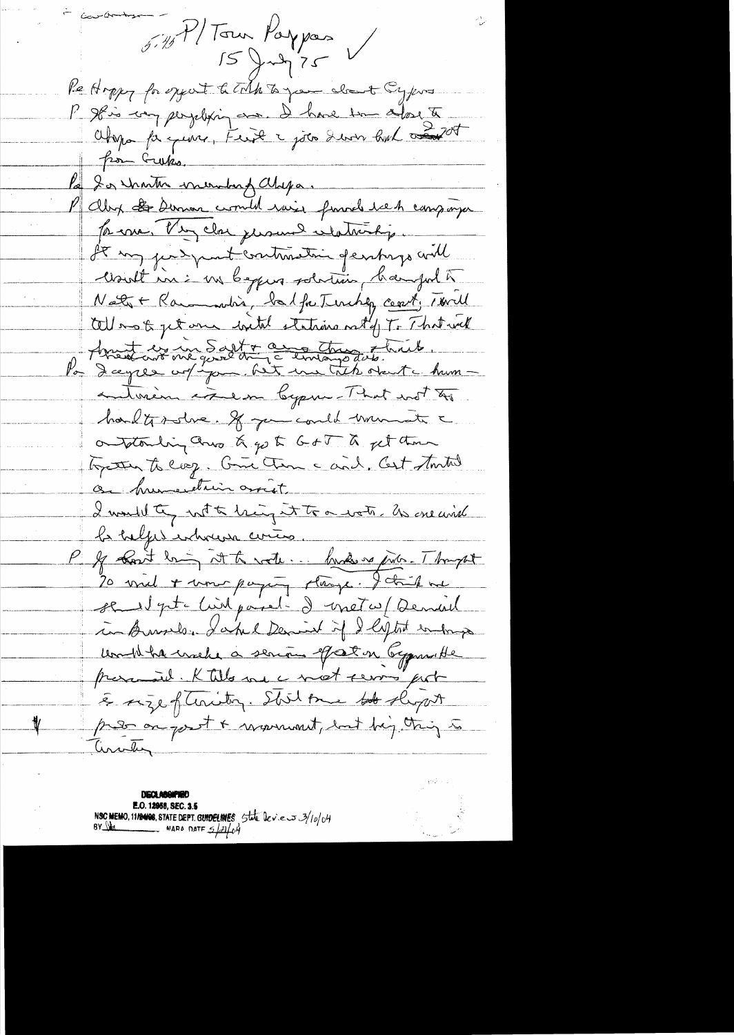– continuation –

5:45 P/Tom Pappas ✓
15 July 75

Pe Happy for expert to talk to you about Cyprus

P This is very perplexing area. I have to talk to Clerides for years. First 2 jobs I ever had was for Greeks.

Pe I as chairman member of AHEPA.

P AHEPA & Dennis would raise funds each campaign for me. Very close personal relationship.

It my judgment continuation of embargo will result in: no Cyprus solution, harmful to NATO & Karamanlis, bad for Turkey-Greece & I will tell no to get one until stations out of T. That will be ~~disaster~~ ~~if~~ ~~in~~ ~~Sept~~ ~~&~~ ~~one~~ ~~thing~~ ~~about~~. I haven't one good thing a Turkey does.

Pa I agree w/ you. But we talk about a human—interior crises on Cyprus – That ~~not~~ is not too hard to solve. If you could commit to outstanding ones to go to G & T to get them together to cooperate. Give them aid. Get started on humanitarian assist.

I would try not to bring it to a vote. As one would be helped whatever occurs.

P If don't bring it to vote... breaks no pride. Thought 20 ~~val~~ + now paying stronger. I think we should get it passed. I met w/ Demirel in Brussels. I asked Demirel if I lifted embargo would he make a serious effort on Cyprus. He promised. K tells me a most serious part is size of territory. Still some ~~tot~~ slight progress on point & movement, but big thing is territory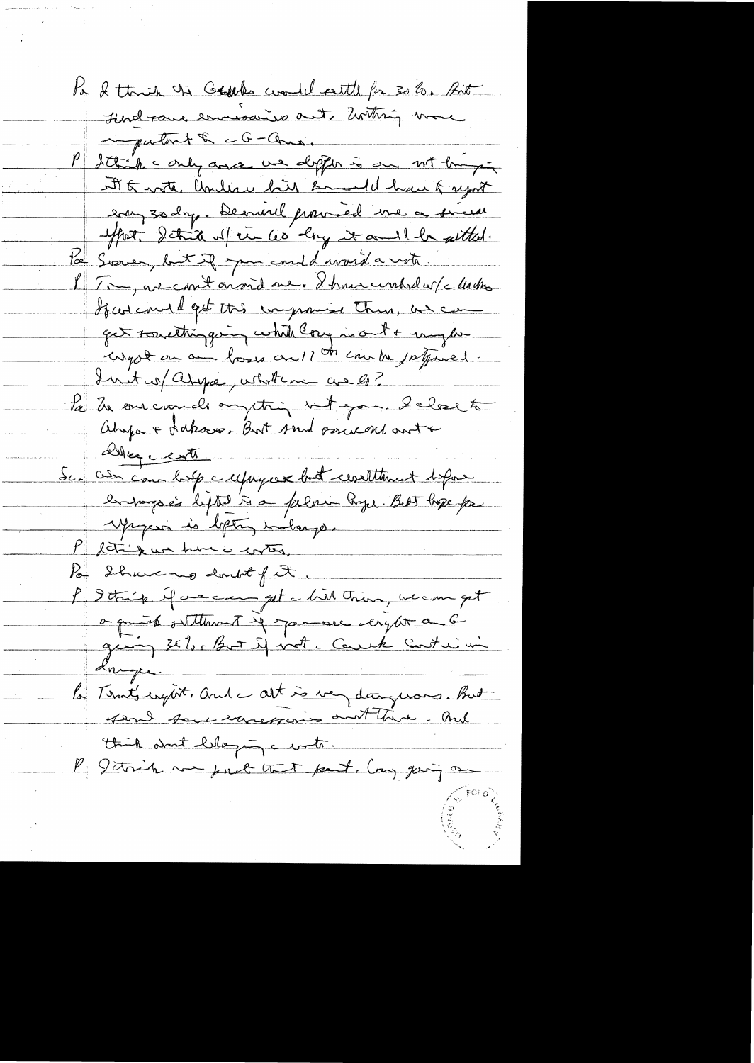Pa I think the Greeks would settle for 30%. But send some emissaries out. Nothing more important to the G-Area.

P I think the only area we differ is on not bringing it to vote. Unless bill I would have to report every 30 days. Dennis promised me a serious effort. I think w/in 60 days it could be settled.

Pa Sooner, but if you could avoid a vote.

P Tom, we can't avoid one. I have worked w/ the leaders. If we could get this compromise thru, we can get something going which Cong is out + maybe report on an basis and 11th could be postponed. I met w/ Alkyas, what can we do?

Pa We can't do anything but you. I close to Alkyas + Lakovos. But send someone out to lobby the vote.

Sc. We can help the [?] but settlement before embargo is lifted is a foregone hope. But hope for [?] is lifting embargo.

P I think we have the votes.

Pa I have no doubt of it.

P I think if we can get the bill thru, we can get a quick settlement if you are right on G giving 30%. But if not — Greek Govt is in danger.

Pa That's right. And the act is very dangerous. But send some emissaries out there. And think about delaying the vote.

P I think we push that part. Cong going on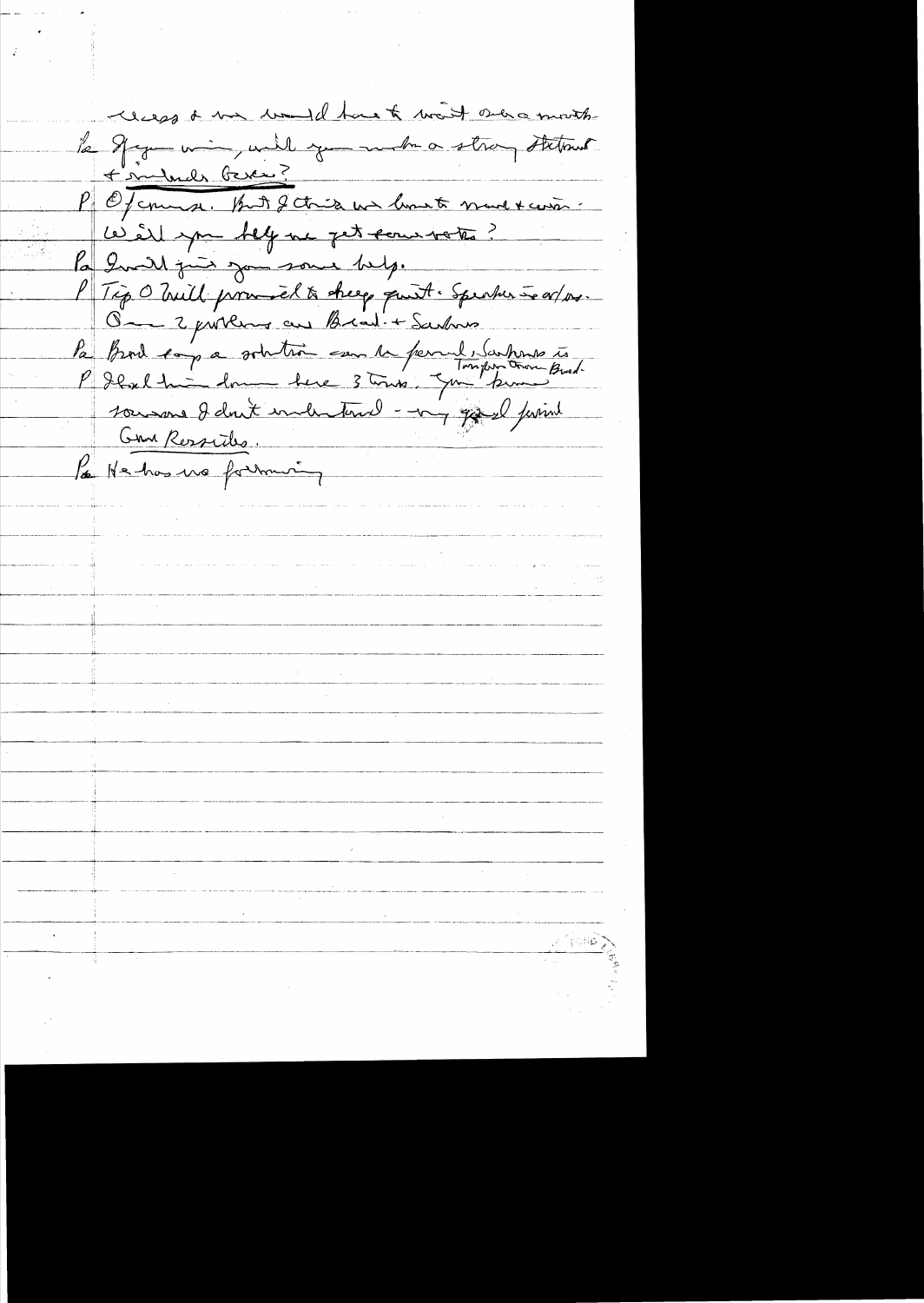unless & we would have to wait over a month.

Pa If you win, will you make a strong statement & include Greece?

P Of course. But I think we have to move & win. Will you help me get some votes?

Pa I will give you some help.

P Tip O'Neill promised to keep quiet. Speaker is w/ us. One 2 problems are Brad. + Sarbanes

Pa Brad says a solution can be found. Sarbanes is Tougher than Brad.

P I had him down here 3 times. You know someone I don't understand - my good friend Gus Rossides.

Pa He has no following